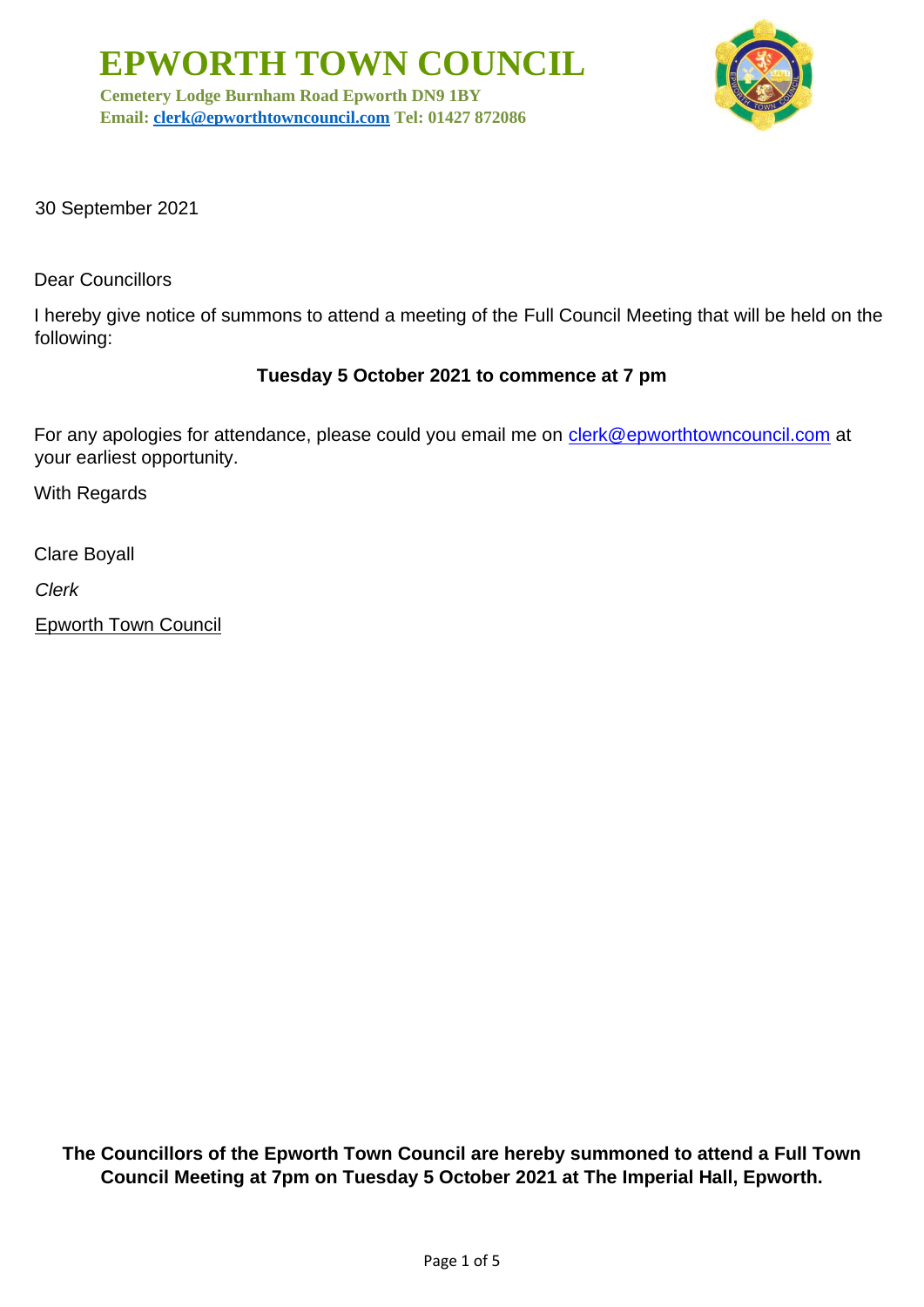# EPWORTH TOWN COUNCIL

**Cemetery Lodge Burnham Road Epworth DN9 1BY**
**Email: clerk@epworthtowncouncil.com Tel: 01427 872086**

30 September 2021

Dear Councillors

I hereby give notice of summons to attend a meeting of the Full Council Meeting that will be held on the following:

**Tuesday 5 October 2021 to commence at 7 pm**

For any apologies for attendance, please could you email me on clerk@epworthtowncouncil.com at your earliest opportunity.

With Regards

Clare Boyall

*Clerk*

Epworth Town Council

**The Councillors of the Epworth Town Council are hereby summoned to attend a Full Town Council Meeting at 7pm on Tuesday 5 October 2021 at The Imperial Hall, Epworth.**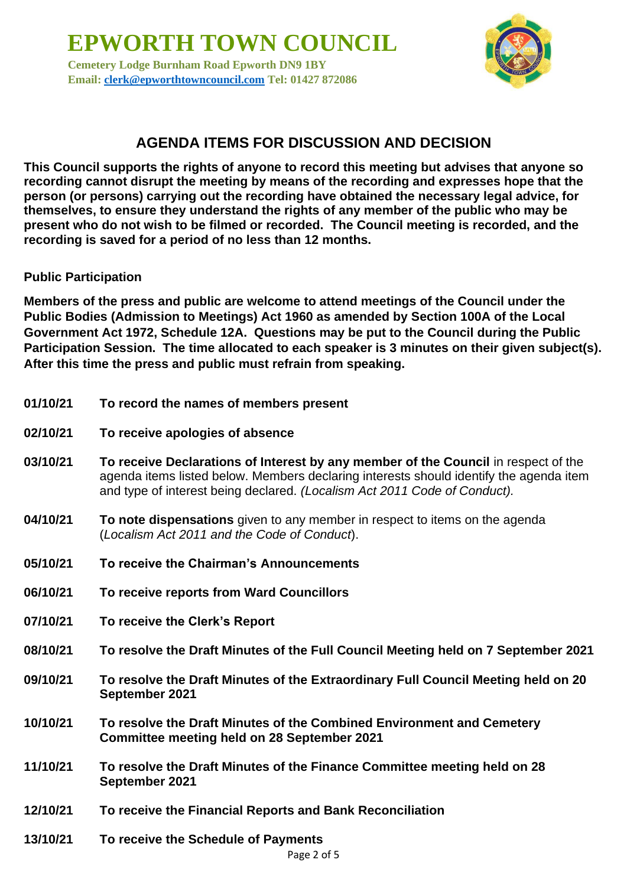# EPWORTH TOWN COUNCIL

**Cemetery Lodge Burnham Road Epworth DN9 1BY**
**Email: clerk@epworthtowncouncil.com Tel: 01427 872086**

## AGENDA ITEMS FOR DISCUSSION AND DECISION

**This Council supports the rights of anyone to record this meeting but advises that anyone so recording cannot disrupt the meeting by means of the recording and expresses hope that the person (or persons) carrying out the recording have obtained the necessary legal advice, for themselves, to ensure they understand the rights of any member of the public who may be present who do not wish to be filmed or recorded. The Council meeting is recorded, and the recording is saved for a period of no less than 12 months.**

**Public Participation**

**Members of the press and public are welcome to attend meetings of the Council under the Public Bodies (Admission to Meetings) Act 1960 as amended by Section 100A of the Local Government Act 1972, Schedule 12A. Questions may be put to the Council during the Public Participation Session. The time allocated to each speaker is 3 minutes on their given subject(s). After this time the press and public must refrain from speaking.**

**01/10/21** **To record the names of members present**

**02/10/21** **To receive apologies of absence**

**03/10/21** **To receive Declarations of Interest by any member of the Council** in respect of the agenda items listed below. Members declaring interests should identify the agenda item and type of interest being declared. *(Localism Act 2011 Code of Conduct).*

**04/10/21** **To note dispensations** given to any member in respect to items on the agenda (*Localism Act 2011 and the Code of Conduct*).

**05/10/21** **To receive the Chairman's Announcements**

**06/10/21** **To receive reports from Ward Councillors**

**07/10/21** **To receive the Clerk's Report**

**08/10/21** **To resolve the Draft Minutes of the Full Council Meeting held on 7 September 2021**

**09/10/21** **To resolve the Draft Minutes of the Extraordinary Full Council Meeting held on 20 September 2021**

**10/10/21** **To resolve the Draft Minutes of the Combined Environment and Cemetery Committee meeting held on 28 September 2021**

**11/10/21** **To resolve the Draft Minutes of the Finance Committee meeting held on 28 September 2021**

**12/10/21** **To receive the Financial Reports and Bank Reconciliation**

**13/10/21** **To receive the Schedule of Payments**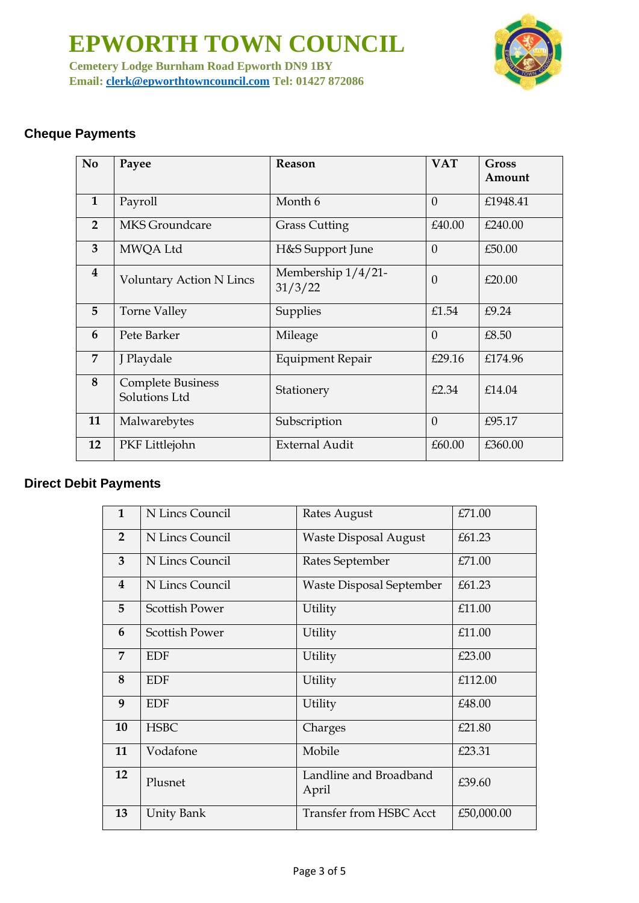# EPWORTH TOWN COUNCIL

**Cemetery Lodge Burnham Road Epworth DN9 1BY**
**Email: clerk@epworthtowncouncil.com Tel: 01427 872086**

## Cheque Payments

| No | Payee | Reason | VAT | Gross Amount |
|---|---|---|---|---|
| 1 | Payroll | Month 6 | 0 | £1948.41 |
| 2 | MKS Groundcare | Grass Cutting | £40.00 | £240.00 |
| 3 | MWQA Ltd | H&S Support June | 0 | £50.00 |
| 4 | Voluntary Action N Lincs | Membership 1/4/21-31/3/22 | 0 | £20.00 |
| 5 | Torne Valley | Supplies | £1.54 | £9.24 |
| 6 | Pete Barker | Mileage | 0 | £8.50 |
| 7 | J Playdale | Equipment Repair | £29.16 | £174.96 |
| 8 | Complete Business Solutions Ltd | Stationery | £2.34 | £14.04 |
| 11 | Malwarebytes | Subscription | 0 | £95.17 |
| 12 | PKF Littlejohn | External Audit | £60.00 | £360.00 |

## Direct Debit Payments

| | | | |
|---|---|---|---|
| 1 | N Lincs Council | Rates August | £71.00 |
| 2 | N Lincs Council | Waste Disposal August | £61.23 |
| 3 | N Lincs Council | Rates September | £71.00 |
| 4 | N Lincs Council | Waste Disposal September | £61.23 |
| 5 | Scottish Power | Utility | £11.00 |
| 6 | Scottish Power | Utility | £11.00 |
| 7 | EDF | Utility | £23.00 |
| 8 | EDF | Utility | £112.00 |
| 9 | EDF | Utility | £48.00 |
| 10 | HSBC | Charges | £21.80 |
| 11 | Vodafone | Mobile | £23.31 |
| 12 | Plusnet | Landline and Broadband April | £39.60 |
| 13 | Unity Bank | Transfer from HSBC Acct | £50,000.00 |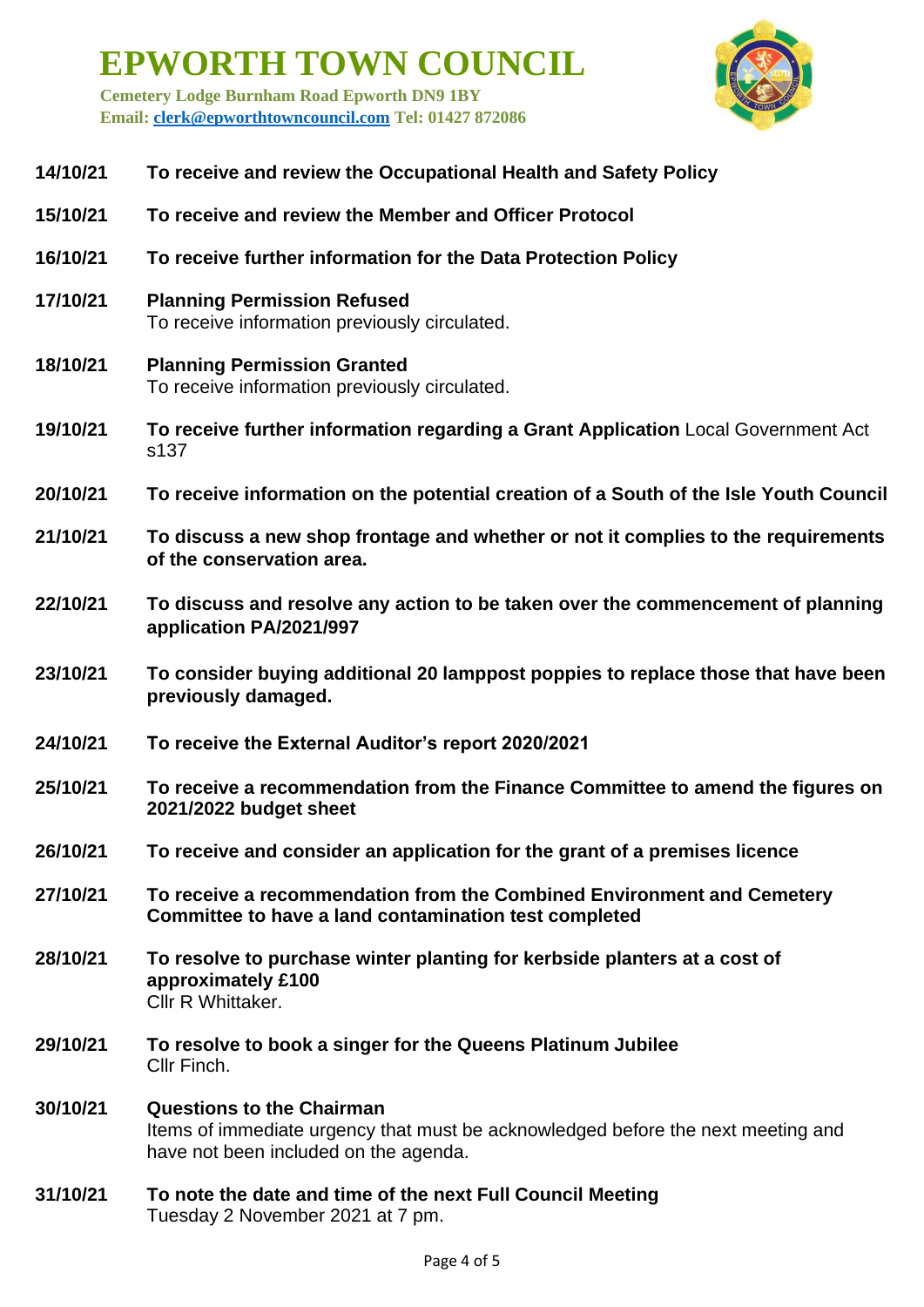# EPWORTH TOWN COUNCIL

**Cemetery Lodge Burnham Road Epworth DN9 1BY**
**Email: clerk@epworthtowncouncil.com Tel: 01427 872086**

**14/10/21** **To receive and review the Occupational Health and Safety Policy**

**15/10/21** **To receive and review the Member and Officer Protocol**

**16/10/21** **To receive further information for the Data Protection Policy**

**17/10/21** **Planning Permission Refused**
To receive information previously circulated.

**18/10/21** **Planning Permission Granted**
To receive information previously circulated.

**19/10/21** **To receive further information regarding a Grant Application** Local Government Act s137

**20/10/21** **To receive information on the potential creation of a South of the Isle Youth Council**

**21/10/21** **To discuss a new shop frontage and whether or not it complies to the requirements of the conservation area.**

**22/10/21** **To discuss and resolve any action to be taken over the commencement of planning application PA/2021/997**

**23/10/21** **To consider buying additional 20 lamppost poppies to replace those that have been previously damaged.**

**24/10/21** **To receive the External Auditor's report 2020/2021**

**25/10/21** **To receive a recommendation from the Finance Committee to amend the figures on 2021/2022 budget sheet**

**26/10/21** **To receive and consider an application for the grant of a premises licence**

**27/10/21** **To receive a recommendation from the Combined Environment and Cemetery Committee to have a land contamination test completed**

**28/10/21** **To resolve to purchase winter planting for kerbside planters at a cost of approximately £100**
Cllr R Whittaker.

**29/10/21** **To resolve to book a singer for the Queens Platinum Jubilee**
Cllr Finch.

**30/10/21** **Questions to the Chairman**
Items of immediate urgency that must be acknowledged before the next meeting and have not been included on the agenda.

**31/10/21** **To note the date and time of the next Full Council Meeting**
Tuesday 2 November 2021 at 7 pm.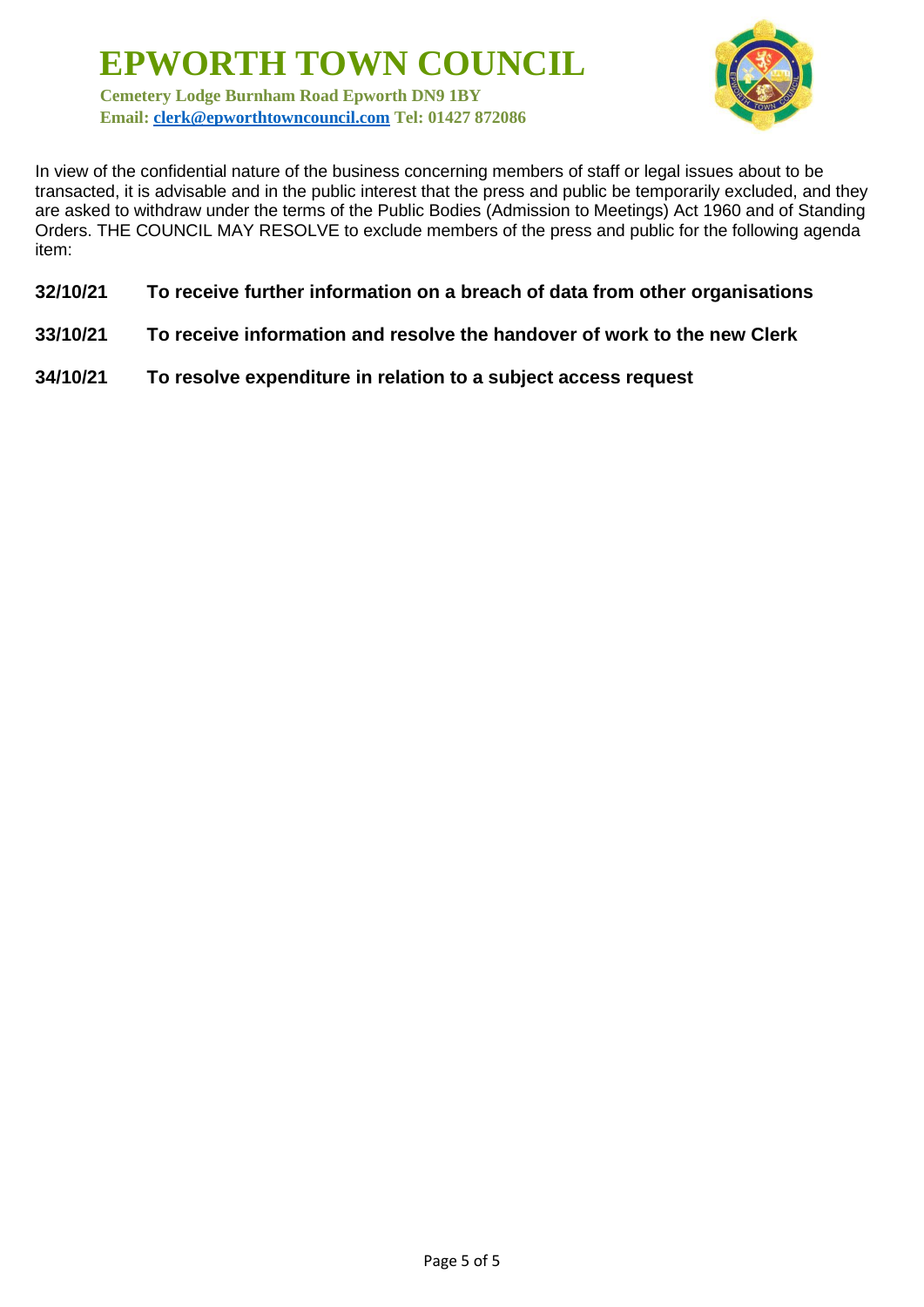# EPWORTH TOWN COUNCIL

**Cemetery Lodge Burnham Road Epworth DN9 1BY**
**Email: clerk@epworthtowncouncil.com Tel: 01427 872086**

In view of the confidential nature of the business concerning members of staff or legal issues about to be transacted, it is advisable and in the public interest that the press and public be temporarily excluded, and they are asked to withdraw under the terms of the Public Bodies (Admission to Meetings) Act 1960 and of Standing Orders. THE COUNCIL MAY RESOLVE to exclude members of the press and public for the following agenda item:

**32/10/21 To receive further information on a breach of data from other organisations**

**33/10/21 To receive information and resolve the handover of work to the new Clerk**

**34/10/21 To resolve expenditure in relation to a subject access request**